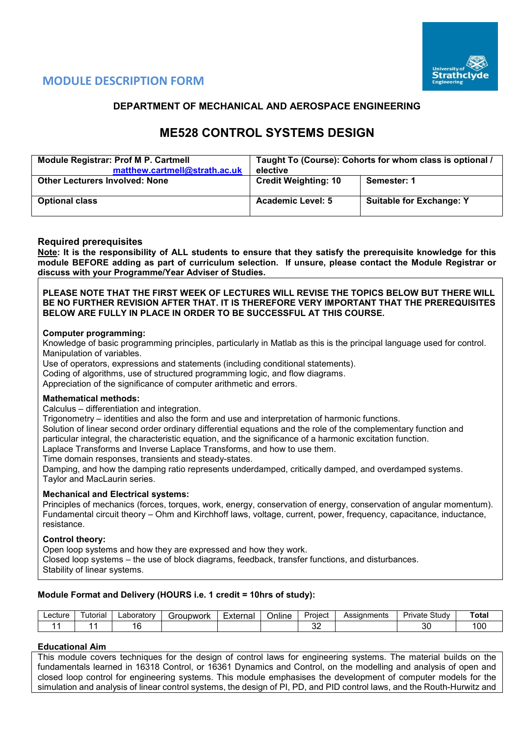## MODULE DESCRIPTION FORM

### DEPARTMENT OF MECHANICAL AND AEROSPACE ENGINEERING

# ME528 CONTROL SYSTEMS DESIGN

| **Module Registrar: Prof M P. Cartmell** [matthew.cartmell@strath.ac.uk](mailto:matthew.cartmell@strath.ac.uk) | **Taught To (Course): Cohorts for whom class is optional / elective** | |
|---|---|---|
| **Other Lecturers Involved: None** | **Credit Weighting: 10** | **Semester: 1** |
| **Optional class** | **Academic Level: 5** | **Suitable for Exchange: Y** |

### Required prerequisites

**Note: It is the responsibility of ALL students to ensure that they satisfy the prerequisite knowledge for this module BEFORE adding as part of curriculum selection. If unsure, please contact the Module Registrar or discuss with your Programme/Year Adviser of Studies.**

**PLEASE NOTE THAT THE FIRST WEEK OF LECTURES WILL REVISE THE TOPICS BELOW BUT THERE WILL BE NO FURTHER REVISION AFTER THAT. IT IS THEREFORE VERY IMPORTANT THAT THE PREREQUISITES BELOW ARE FULLY IN PLACE IN ORDER TO BE SUCCESSFUL AT THIS COURSE.**

**Computer programming:**
Knowledge of basic programming principles, particularly in Matlab as this is the principal language used for control.
Manipulation of variables.
Use of operators, expressions and statements (including conditional statements).
Coding of algorithms, use of structured programming logic, and flow diagrams.
Appreciation of the significance of computer arithmetic and errors.

**Mathematical methods:**
Calculus – differentiation and integration.
Trigonometry – identities and also the form and use and interpretation of harmonic functions.
Solution of linear second order ordinary differential equations and the role of the complementary function and particular integral, the characteristic equation, and the significance of a harmonic excitation function.
Laplace Transforms and Inverse Laplace Transforms, and how to use them.
Time domain responses, transients and steady-states.
Damping, and how the damping ratio represents underdamped, critically damped, and overdamped systems.
Taylor and MacLaurin series.

**Mechanical and Electrical systems:**
Principles of mechanics (forces, torques, work, energy, conservation of energy, conservation of angular momentum).
Fundamental circuit theory – Ohm and Kirchhoff laws, voltage, current, power, frequency, capacitance, inductance, resistance.

**Control theory:**
Open loop systems and how they are expressed and how they work.
Closed loop systems – the use of block diagrams, feedback, transfer functions, and disturbances.
Stability of linear systems.

### Module Format and Delivery (HOURS i.e. 1 credit = 10hrs of study):

| Lecture | Tutorial | Laboratory | Groupwork | External | Online | Project | Assignments | Private Study | **Total** |
|---|---|---|---|---|---|---|---|---|---|
| 11 | 11 | 16 | | | | 32 | | 30 | 100 |

### Educational Aim

This module covers techniques for the design of control laws for engineering systems. The material builds on the fundamentals learned in 16318 Control, or 16361 Dynamics and Control, on the modelling and analysis of open and closed loop control for engineering systems. This module emphasises the development of computer models for the simulation and analysis of linear control systems, the design of PI, PD, and PID control laws, and the Routh-Hurwitz and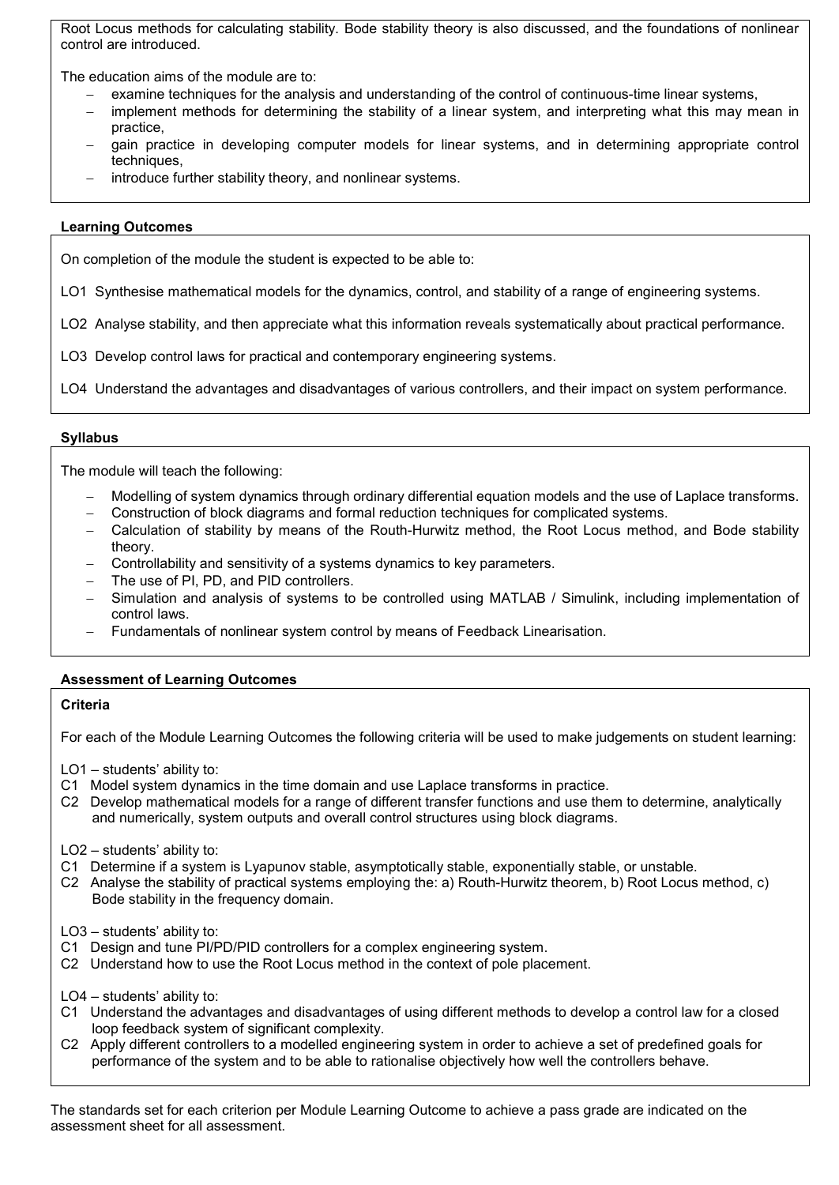Root Locus methods for calculating stability. Bode stability theory is also discussed, and the foundations of nonlinear control are introduced.

The education aims of the module are to:

- examine techniques for the analysis and understanding of the control of continuous-time linear systems,
- implement methods for determining the stability of a linear system, and interpreting what this may mean in practice,
- gain practice in developing computer models for linear systems, and in determining appropriate control techniques,
- introduce further stability theory, and nonlinear systems.

### Learning Outcomes

On completion of the module the student is expected to be able to:

LO1 Synthesise mathematical models for the dynamics, control, and stability of a range of engineering systems.

LO2 Analyse stability, and then appreciate what this information reveals systematically about practical performance.

LO3 Develop control laws for practical and contemporary engineering systems.

LO4 Understand the advantages and disadvantages of various controllers, and their impact on system performance.

### Syllabus

The module will teach the following:

- Modelling of system dynamics through ordinary differential equation models and the use of Laplace transforms.
- Construction of block diagrams and formal reduction techniques for complicated systems.
- Calculation of stability by means of the Routh-Hurwitz method, the Root Locus method, and Bode stability theory.
- Controllability and sensitivity of a systems dynamics to key parameters.
- The use of PI, PD, and PID controllers.
- Simulation and analysis of systems to be controlled using MATLAB / Simulink, including implementation of control laws.
- Fundamentals of nonlinear system control by means of Feedback Linearisation.

### Assessment of Learning Outcomes

**Criteria**

For each of the Module Learning Outcomes the following criteria will be used to make judgements on student learning:

LO1 – students' ability to:
C1 Model system dynamics in the time domain and use Laplace transforms in practice.
C2 Develop mathematical models for a range of different transfer functions and use them to determine, analytically and numerically, system outputs and overall control structures using block diagrams.

LO2 – students' ability to:
C1 Determine if a system is Lyapunov stable, asymptotically stable, exponentially stable, or unstable.
C2 Analyse the stability of practical systems employing the: a) Routh-Hurwitz theorem, b) Root Locus method, c) Bode stability in the frequency domain.

LO3 – students' ability to:
C1 Design and tune PI/PD/PID controllers for a complex engineering system.
C2 Understand how to use the Root Locus method in the context of pole placement.

LO4 – students' ability to:
C1 Understand the advantages and disadvantages of using different methods to develop a control law for a closed loop feedback system of significant complexity.
C2 Apply different controllers to a modelled engineering system in order to achieve a set of predefined goals for performance of the system and to be able to rationalise objectively how well the controllers behave.

The standards set for each criterion per Module Learning Outcome to achieve a pass grade are indicated on the assessment sheet for all assessment.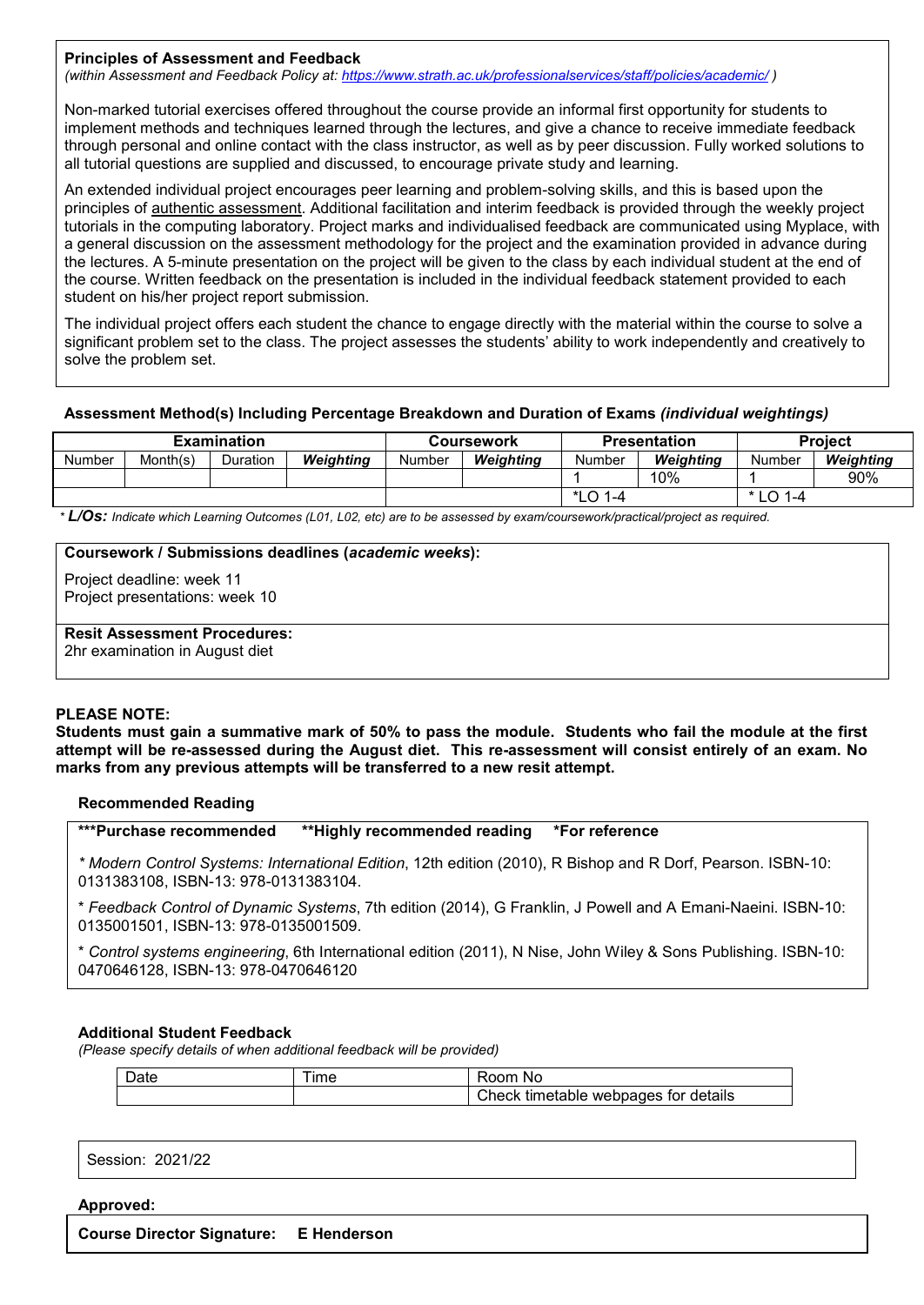**Principles of Assessment and Feedback**
*(within Assessment and Feedback Policy at: https://www.strath.ac.uk/professionalservices/staff/policies/academic/ )*

Non-marked tutorial exercises offered throughout the course provide an informal first opportunity for students to implement methods and techniques learned through the lectures, and give a chance to receive immediate feedback through personal and online contact with the class instructor, as well as by peer discussion. Fully worked solutions to all tutorial questions are supplied and discussed, to encourage private study and learning.

An extended individual project encourages peer learning and problem-solving skills, and this is based upon the principles of authentic assessment. Additional facilitation and interim feedback is provided through the weekly project tutorials in the computing laboratory. Project marks and individualised feedback are communicated using Myplace, with a general discussion on the assessment methodology for the project and the examination provided in advance during the lectures. A 5-minute presentation on the project will be given to the class by each individual student at the end of the course. Written feedback on the presentation is included in the individual feedback statement provided to each student on his/her project report submission.

The individual project offers each student the chance to engage directly with the material within the course to solve a significant problem set to the class. The project assesses the students' ability to work independently and creatively to solve the problem set.

**Assessment Method(s) Including Percentage Breakdown and Duration of Exams *(individual weightings)***

| Examination | | | | Coursework | | Presentation | | Project | |
|---|---|---|---|---|---|---|---|---|---|
| Number | Month(s) | Duration | ***Weighting*** | Number | ***Weighting*** | Number | ***Weighting*** | Number | ***Weighting*** |
| | | | | | | 1 | 10% | 1 | 90% |
| | | | | | | *LO 1-4 | | * LO 1-4 | |

* ***L/Os:*** *Indicate which Learning Outcomes (L01, L02, etc) are to be assessed by exam/coursework/practical/project as required.*

**Coursework / Submissions deadlines (*academic weeks*):**

Project deadline: week 11
Project presentations: week 10

**Resit Assessment Procedures:**
2hr examination in August diet

**PLEASE NOTE:**
**Students must gain a summative mark of 50% to pass the module. Students who fail the module at the first attempt will be re-assessed during the August diet. This re-assessment will consist entirely of an exam. No marks from any previous attempts will be transferred to a new resit attempt.**

**Recommended Reading**

**\*\*\*Purchase recommended    \*\*Highly recommended reading    \*For reference**

\* *Modern Control Systems: International Edition*, 12th edition (2010), R Bishop and R Dorf, Pearson. ISBN-10: 0131383108, ISBN-13: 978-0131383104.

\* *Feedback Control of Dynamic Systems*, 7th edition (2014), G Franklin, J Powell and A Emani-Naeini. ISBN-10: 0135001501, ISBN-13: 978-0135001509.

\* *Control systems engineering*, 6th International edition (2011), N Nise, John Wiley & Sons Publishing. ISBN-10: 0470646128, ISBN-13: 978-0470646120

**Additional Student Feedback**
*(Please specify details of when additional feedback will be provided)*

| Date | Time | Room No |
|---|---|---|
| | | Check timetable webpages for details |

Session: 2021/22

**Approved:**

**Course Director Signature:    E Henderson**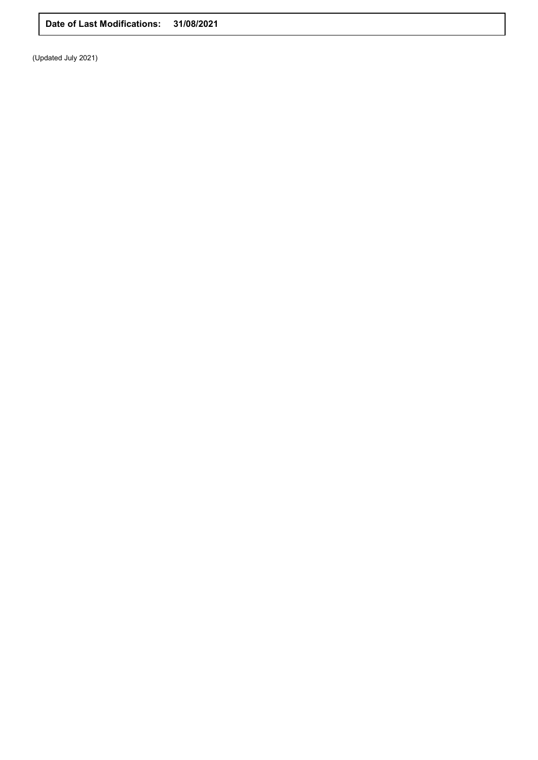| **Date of Last Modifications:** | **31/08/2021** |
| --- | --- |

(Updated July 2021)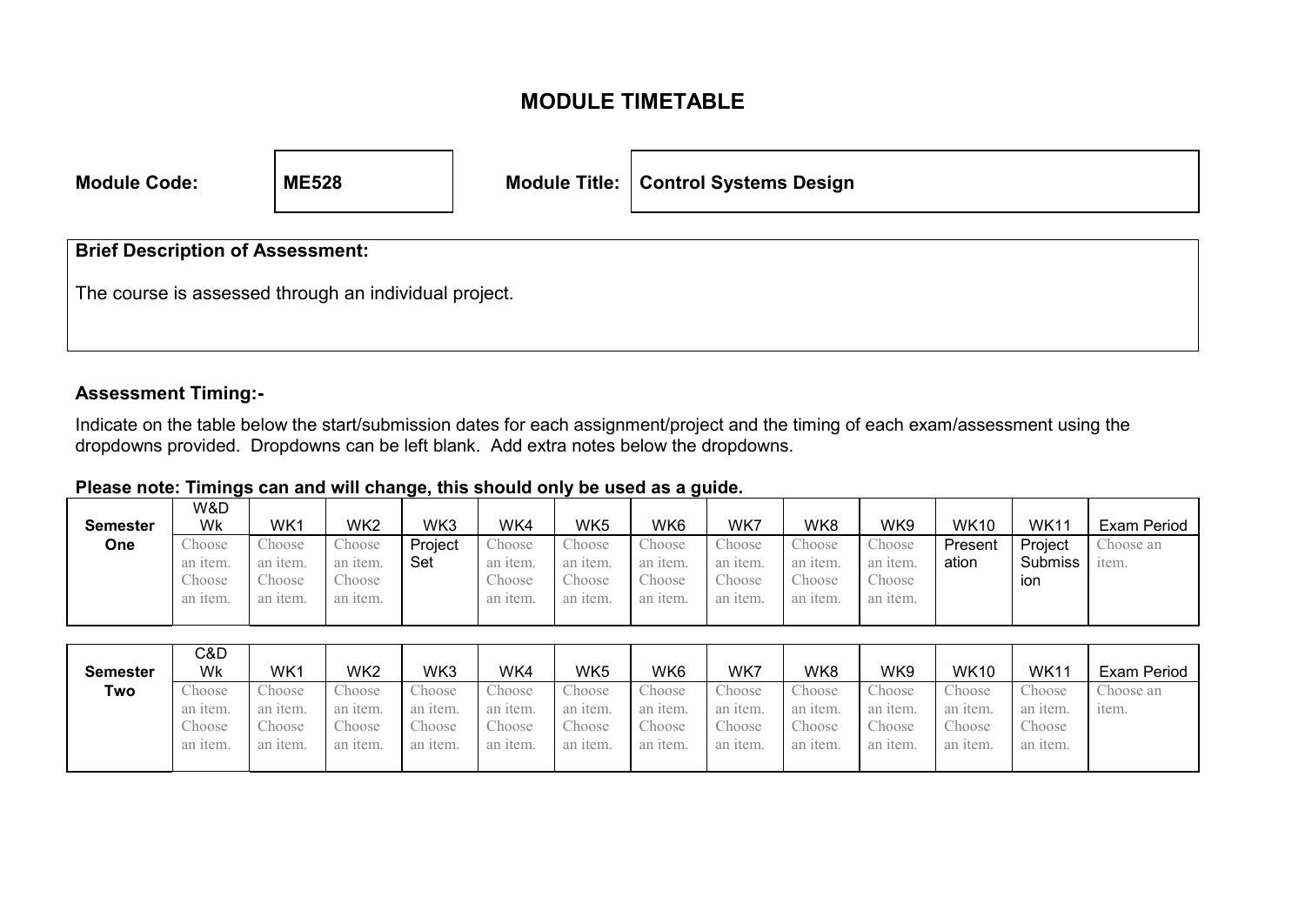# MODULE TIMETABLE

| | | | |
|---|---|---|---|
| **Module Code:** | **ME528** | **Module Title:** | **Control Systems Design** |

**Brief Description of Assessment:**

The course is assessed through an individual project.

**Assessment Timing:-**

Indicate on the table below the start/submission dates for each assignment/project and the timing of each exam/assessment using the dropdowns provided. Dropdowns can be left blank. Add extra notes below the dropdowns.

**Please note: Timings can and will change, this should only be used as a guide.**

| Semester | W&D Wk | WK1 | WK2 | WK3 | WK4 | WK5 | WK6 | WK7 | WK8 | WK9 | WK10 | WK11 | Exam Period |
|---|---|---|---|---|---|---|---|---|---|---|---|---|---|
| **One** | Choose an item. Choose an item. | Choose an item. Choose an item. | Choose an item. Choose an item. | Project Set | Choose an item. Choose an item. | Choose an item. Choose an item. | Choose an item. Choose an item. | Choose an item. Choose an item. | Choose an item. Choose an item. | Choose an item. Choose an item. | Presentation | Project Submission | Choose an item. |

| Semester | C&D Wk | WK1 | WK2 | WK3 | WK4 | WK5 | WK6 | WK7 | WK8 | WK9 | WK10 | WK11 | Exam Period |
|---|---|---|---|---|---|---|---|---|---|---|---|---|---|
| **Two** | Choose an item. Choose an item. | Choose an item. Choose an item. | Choose an item. Choose an item. | Choose an item. Choose an item. | Choose an item. Choose an item. | Choose an item. Choose an item. | Choose an item. Choose an item. | Choose an item. Choose an item. | Choose an item. Choose an item. | Choose an item. Choose an item. | Choose an item. Choose an item. | Choose an item. Choose an item. | Choose an item. |